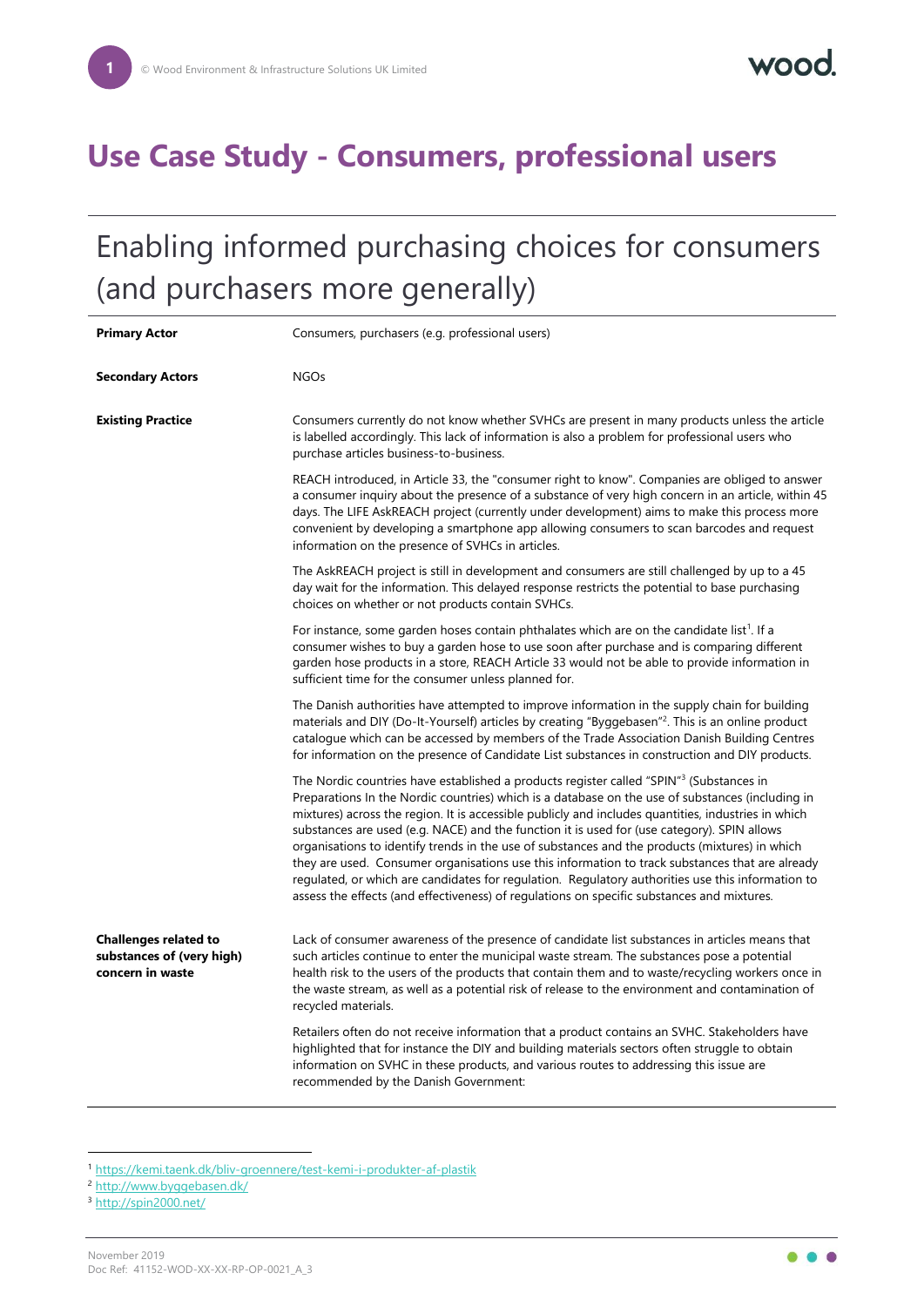# Use Case Study - Consumers, professional users

## Enabling informed purchasing choices for consumers (and purchasers more generally)

| | |
|---|---|
| **Primary Actor** | Consumers, purchasers (e.g. professional users) |
| **Secondary Actors** | NGOs |
| **Existing Practice** | Consumers currently do not know whether SVHCs are present in many products unless the article is labelled accordingly. This lack of information is also a problem for professional users who purchase articles business-to-business.<br><br>REACH introduced, in Article 33, the "consumer right to know". Companies are obliged to answer a consumer inquiry about the presence of a substance of very high concern in an article, within 45 days. The LIFE AskREACH project (currently under development) aims to make this process more convenient by developing a smartphone app allowing consumers to scan barcodes and request information on the presence of SVHCs in articles.<br><br>The AskREACH project is still in development and consumers are still challenged by up to a 45 day wait for the information. This delayed response restricts the potential to base purchasing choices on whether or not products contain SVHCs.<br><br>For instance, some garden hoses contain phthalates which are on the candidate list[1]. If a consumer wishes to buy a garden hose to use soon after purchase and is comparing different garden hose products in a store, REACH Article 33 would not be able to provide information in sufficient time for the consumer unless planned for.<br><br>The Danish authorities have attempted to improve information in the supply chain for building materials and DIY (Do-It-Yourself) articles by creating "Byggebasen"[2]. This is an online product catalogue which can be accessed by members of the Trade Association Danish Building Centres for information on the presence of Candidate List substances in construction and DIY products.<br><br>The Nordic countries have established a products register called "SPIN"[3] (Substances in Preparations In the Nordic countries) which is a database on the use of substances (including in mixtures) across the region. It is accessible publicly and includes quantities, industries in which substances are used (e.g. NACE) and the function it is used for (use category). SPIN allows organisations to identify trends in the use of substances and the products (mixtures) in which they are used. Consumer organisations use this information to track substances that are already regulated, or which are candidates for regulation. Regulatory authorities use this information to assess the effects (and effectiveness) of regulations on specific substances and mixtures. |
| **Challenges related to substances of (very high) concern in waste** | Lack of consumer awareness of the presence of candidate list substances in articles means that such articles continue to enter the municipal waste stream. The substances pose a potential health risk to the users of the products that contain them and to waste/recycling workers once in the waste stream, as well as a potential risk of release to the environment and contamination of recycled materials.<br><br>Retailers often do not receive information that a product contains an SVHC. Stakeholders have highlighted that for instance the DIY and building materials sectors often struggle to obtain information on SVHC in these products, and various routes to addressing this issue are recommended by the Danish Government: |

[1] https://kemi.taenk.dk/bliv-groennere/test-kemi-i-produkter-af-plastik

[2] http://www.byggebasen.dk/

[3] http://spin2000.net/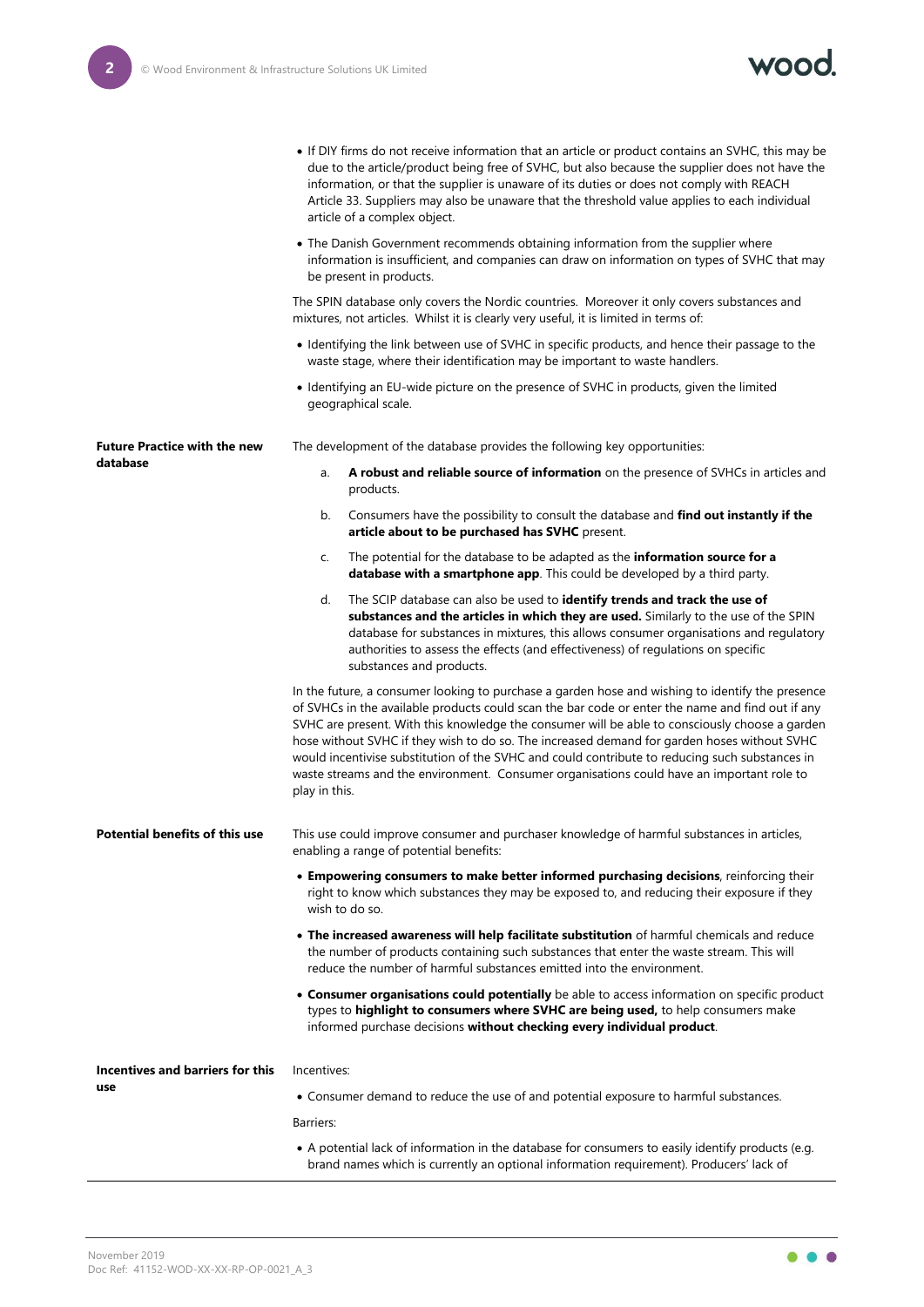- If DIY firms do not receive information that an article or product contains an SVHC, this may be due to the article/product being free of SVHC, but also because the supplier does not have the information, or that the supplier is unaware of its duties or does not comply with REACH Article 33. Suppliers may also be unaware that the threshold value applies to each individual article of a complex object.
- The Danish Government recommends obtaining information from the supplier where information is insufficient, and companies can draw on information on types of SVHC that may be present in products.

The SPIN database only covers the Nordic countries. Moreover it only covers substances and mixtures, not articles. Whilst it is clearly very useful, it is limited in terms of:

- Identifying the link between use of SVHC in specific products, and hence their passage to the waste stage, where their identification may be important to waste handlers.
- Identifying an EU-wide picture on the presence of SVHC in products, given the limited geographical scale.

**Future Practice with the new database**

The development of the database provides the following key opportunities:

a. **A robust and reliable source of information** on the presence of SVHCs in articles and products.

b. Consumers have the possibility to consult the database and **find out instantly if the article about to be purchased has SVHC** present.

c. The potential for the database to be adapted as the **information source for a database with a smartphone app**. This could be developed by a third party.

d. The SCIP database can also be used to **identify trends and track the use of substances and the articles in which they are used.** Similarly to the use of the SPIN database for substances in mixtures, this allows consumer organisations and regulatory authorities to assess the effects (and effectiveness) of regulations on specific substances and products.

In the future, a consumer looking to purchase a garden hose and wishing to identify the presence of SVHCs in the available products could scan the bar code or enter the name and find out if any SVHC are present. With this knowledge the consumer will be able to consciously choose a garden hose without SVHC if they wish to do so. The increased demand for garden hoses without SVHC would incentivise substitution of the SVHC and could contribute to reducing such substances in waste streams and the environment. Consumer organisations could have an important role to play in this.

**Potential benefits of this use**

This use could improve consumer and purchaser knowledge of harmful substances in articles, enabling a range of potential benefits:

- **Empowering consumers to make better informed purchasing decisions**, reinforcing their right to know which substances they may be exposed to, and reducing their exposure if they wish to do so.
- **The increased awareness will help facilitate substitution** of harmful chemicals and reduce the number of products containing such substances that enter the waste stream. This will reduce the number of harmful substances emitted into the environment.
- **Consumer organisations could potentially** be able to access information on specific product types to **highlight to consumers where SVHC are being used,** to help consumers make informed purchase decisions **without checking every individual product**.

**Incentives and barriers for this use**

Incentives:

- Consumer demand to reduce the use of and potential exposure to harmful substances.

Barriers:

- A potential lack of information in the database for consumers to easily identify products (e.g. brand names which is currently an optional information requirement). Producers' lack of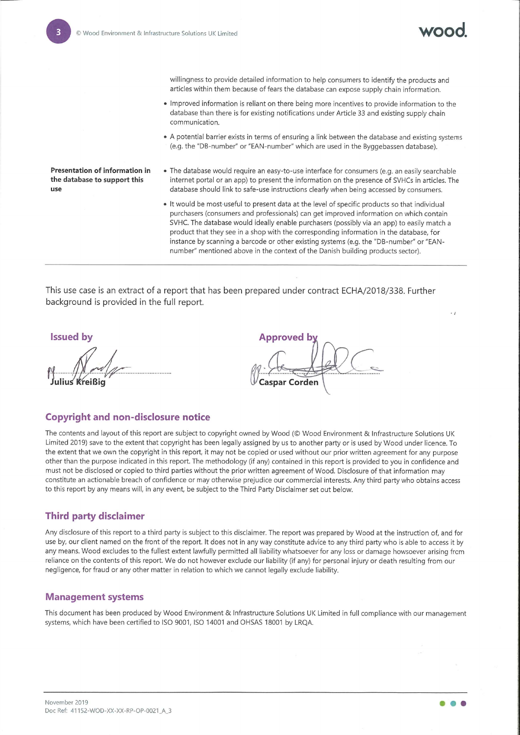| | |
|---|---|
| | willingness to provide detailed information to help consumers to identify the products and articles within them because of fears the database can expose supply chain information.<br>• Improved information is reliant on there being more incentives to provide information to the database than there is for existing notifications under Article 33 and existing supply chain communication.<br>• A potential barrier exists in terms of ensuring a link between the database and existing systems (e.g. the "DB-number" or "EAN-number" which are used in the Byggebassen database). |
| **Presentation of information in the database to support this use** | • The database would require an easy-to-use interface for consumers (e.g. an easily searchable internet portal or an app) to present the information on the presence of SVHCs in articles. The database should link to safe-use instructions clearly when being accessed by consumers.<br>• It would be most useful to present data at the level of specific products so that individual purchasers (consumers and professionals) can get improved information on which contain SVHC. The database would ideally enable purchasers (possibly via an app) to easily match a product that they see in a shop with the corresponding information in the database, for instance by scanning a barcode or other existing systems (e.g. the "DB-number" or "EAN-number" mentioned above in the context of the Danish building products sector). |

This use case is an extract of a report that has been prepared under contract ECHA/2018/338. Further background is provided in the full report.

**Issued by**

Julius Kreißig

**Approved by**

Caspar Corden

## Copyright and non-disclosure notice

The contents and layout of this report are subject to copyright owned by Wood (© Wood Environment & Infrastructure Solutions UK Limited 2019) save to the extent that copyright has been legally assigned by us to another party or is used by Wood under licence. To the extent that we own the copyright in this report, it may not be copied or used without our prior written agreement for any purpose other than the purpose indicated in this report. The methodology (if any) contained in this report is provided to you in confidence and must not be disclosed or copied to third parties without the prior written agreement of Wood. Disclosure of that information may constitute an actionable breach of confidence or may otherwise prejudice our commercial interests. Any third party who obtains access to this report by any means will, in any event, be subject to the Third Party Disclaimer set out below.

## Third party disclaimer

Any disclosure of this report to a third party is subject to this disclaimer. The report was prepared by Wood at the instruction of, and for use by, our client named on the front of the report. It does not in any way constitute advice to any third party who is able to access it by any means. Wood excludes to the fullest extent lawfully permitted all liability whatsoever for any loss or damage howsoever arising from reliance on the contents of this report. We do not however exclude our liability (if any) for personal injury or death resulting from our negligence, for fraud or any other matter in relation to which we cannot legally exclude liability.

## Management systems

This document has been produced by Wood Environment & Infrastructure Solutions UK Limited in full compliance with our management systems, which have been certified to ISO 9001, ISO 14001 and OHSAS 18001 by LRQA.